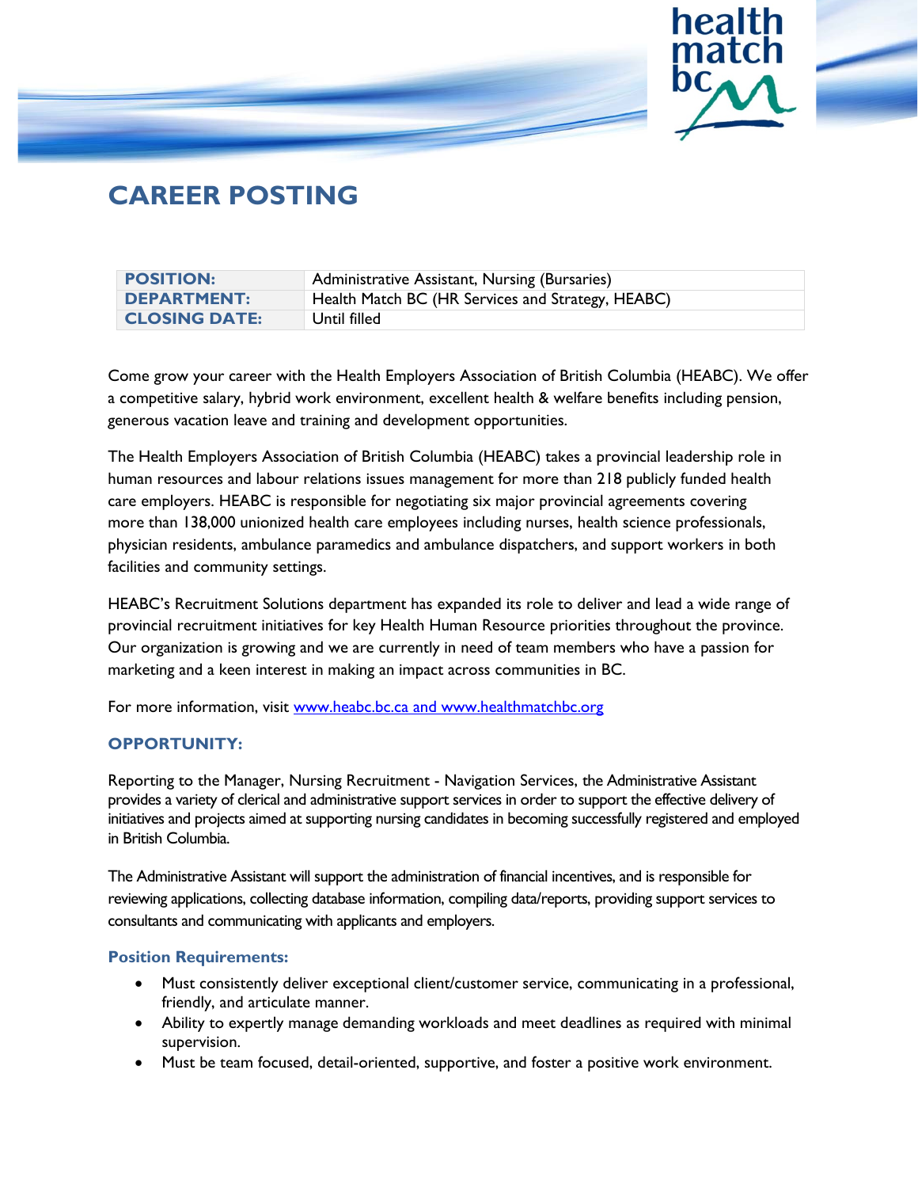# CAREER POSTING

| | |
|---|---|
| **POSITION:** | Administrative Assistant, Nursing (Bursaries) |
| **DEPARTMENT:** | Health Match BC (HR Services and Strategy, HEABC) |
| **CLOSING DATE:** | Until filled |

Come grow your career with the Health Employers Association of British Columbia (HEABC). We offer a competitive salary, hybrid work environment, excellent health & welfare benefits including pension, generous vacation leave and training and development opportunities.

The Health Employers Association of British Columbia (HEABC) takes a provincial leadership role in human resources and labour relations issues management for more than 218 publicly funded health care employers. HEABC is responsible for negotiating six major provincial agreements covering more than 138,000 unionized health care employees including nurses, health science professionals, physician residents, ambulance paramedics and ambulance dispatchers, and support workers in both facilities and community settings.

HEABC's Recruitment Solutions department has expanded its role to deliver and lead a wide range of provincial recruitment initiatives for key Health Human Resource priorities throughout the province. Our organization is growing and we are currently in need of team members who have a passion for marketing and a keen interest in making an impact across communities in BC.

For more information, visit www.heabc.bc.ca and www.healthmatchbc.org

## OPPORTUNITY:

Reporting to the Manager, Nursing Recruitment - Navigation Services, the Administrative Assistant provides a variety of clerical and administrative support services in order to support the effective delivery of initiatives and projects aimed at supporting nursing candidates in becoming successfully registered and employed in British Columbia.

The Administrative Assistant will support the administration of financial incentives, and is responsible for reviewing applications, collecting database information, compiling data/reports, providing support services to consultants and communicating with applicants and employers.

### Position Requirements:

- Must consistently deliver exceptional client/customer service, communicating in a professional, friendly, and articulate manner.
- Ability to expertly manage demanding workloads and meet deadlines as required with minimal supervision.
- Must be team focused, detail-oriented, supportive, and foster a positive work environment.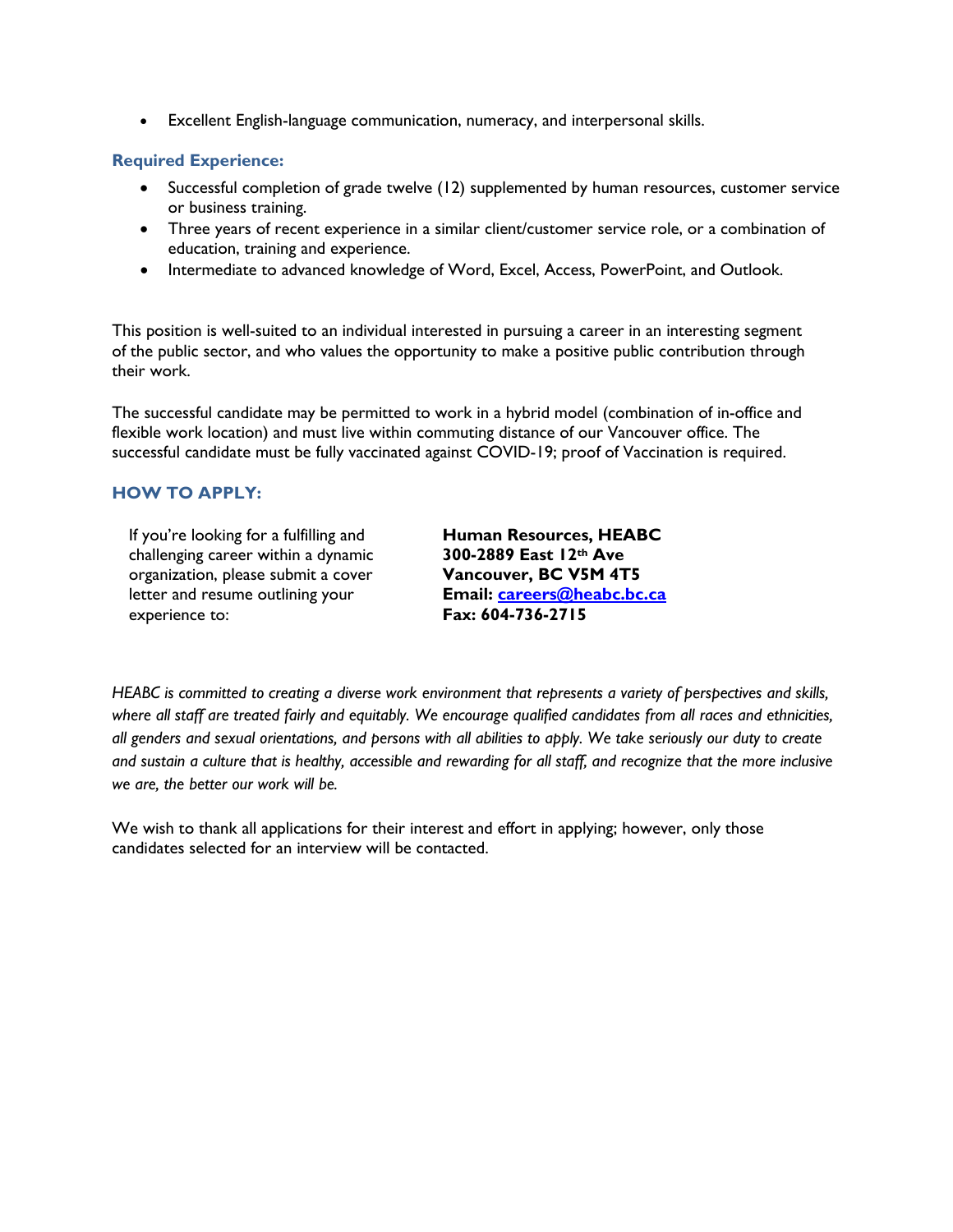- Excellent English-language communication, numeracy, and interpersonal skills.

### Required Experience:

- Successful completion of grade twelve (12) supplemented by human resources, customer service or business training.
- Three years of recent experience in a similar client/customer service role, or a combination of education, training and experience.
- Intermediate to advanced knowledge of Word, Excel, Access, PowerPoint, and Outlook.

This position is well-suited to an individual interested in pursuing a career in an interesting segment of the public sector, and who values the opportunity to make a positive public contribution through their work.

The successful candidate may be permitted to work in a hybrid model (combination of in-office and flexible work location) and must live within commuting distance of our Vancouver office. The successful candidate must be fully vaccinated against COVID-19; proof of Vaccination is required.

## HOW TO APPLY:

If you're looking for a fulfilling and challenging career within a dynamic organization, please submit a cover letter and resume outlining your experience to:

**Human Resources, HEABC**
**300-2889 East 12th Ave**
**Vancouver, BC V5M 4T5**
**Email: careers@heabc.bc.ca**
**Fax: 604-736-2715**

*HEABC is committed to creating a diverse work environment that represents a variety of perspectives and skills, where all staff are treated fairly and equitably. We encourage qualified candidates from all races and ethnicities, all genders and sexual orientations, and persons with all abilities to apply. We take seriously our duty to create and sustain a culture that is healthy, accessible and rewarding for all staff, and recognize that the more inclusive we are, the better our work will be.*

We wish to thank all applications for their interest and effort in applying; however, only those candidates selected for an interview will be contacted.